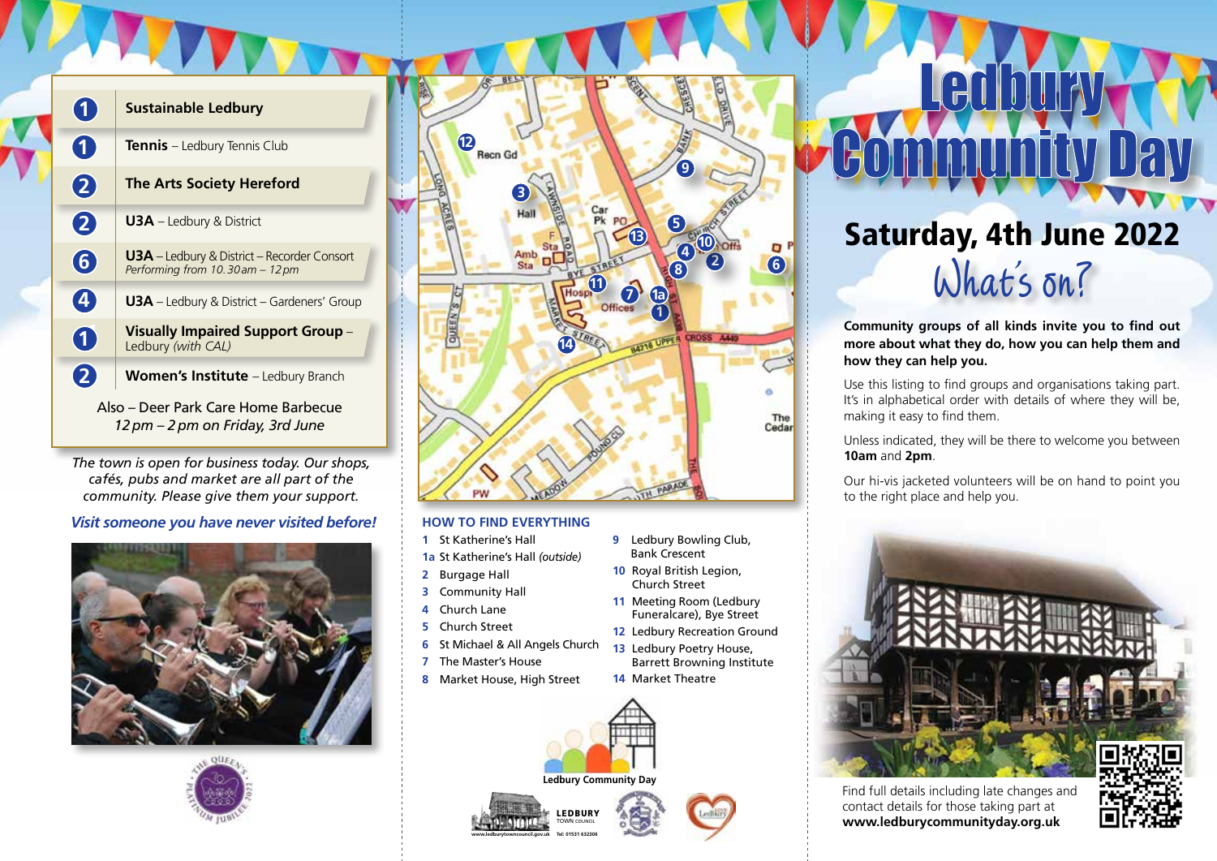| Location | Group |
|---|---|
| 1 | **Sustainable Ledbury** |
| 1 | **Tennis** – Ledbury Tennis Club |
| 2 | **The Arts Society Hereford** |
| 2 | **U3A** – Ledbury & District |
| 6 | **U3A** – Ledbury & District – Recorder Consort *Performing from 10.30am – 12pm* |
| 4 | **U3A** – Ledbury & District – Gardeners' Group |
| 1 | **Visually Impaired Support Group** – Ledbury *(with CAL)* |
| 2 | **Women's Institute** – Ledbury Branch |

Also – Deer Park Care Home Barbecue
*12pm – 2pm on Friday, 3rd June*

*The town is open for business today. Our shops, cafés, pubs and market are all part of the community. Please give them your support.*

***Visit someone you have never visited before!***

## HOW TO FIND EVERYTHING

1. St Katherine's Hall
1a. St Katherine's Hall *(outside)*
2. Burgage Hall
3. Community Hall
4. Church Lane
5. Church Street
6. St Michael & All Angels Church
7. The Master's House
8. Market House, High Street
9. Ledbury Bowling Club, Bank Crescent
10. Royal British Legion, Church Street
11. Meeting Room (Ledbury Funeralcare), Bye Street
12. Ledbury Recreation Ground
13. Ledbury Poetry House, Barrett Browning Institute
14. Market Theatre

Ledbury Community Day

LEDBURY TOWN COUNCIL
www.ledburytowncouncil.gov.uk Tel: 01531 632306

# Ledbury Community Day

## Saturday, 4th June 2022

## What's on?

**Community groups of all kinds invite you to find out more about what they do, how you can help them and how they can help you.**

Use this listing to find groups and organisations taking part. It's in alphabetical order with details of where they will be, making it easy to find them.

Unless indicated, they will be there to welcome you between **10am** and **2pm**.

Our hi-vis jacketed volunteers will be on hand to point you to the right place and help you.

Find full details including late changes and contact details for those taking part at **www.ledburycommunityday.org.uk**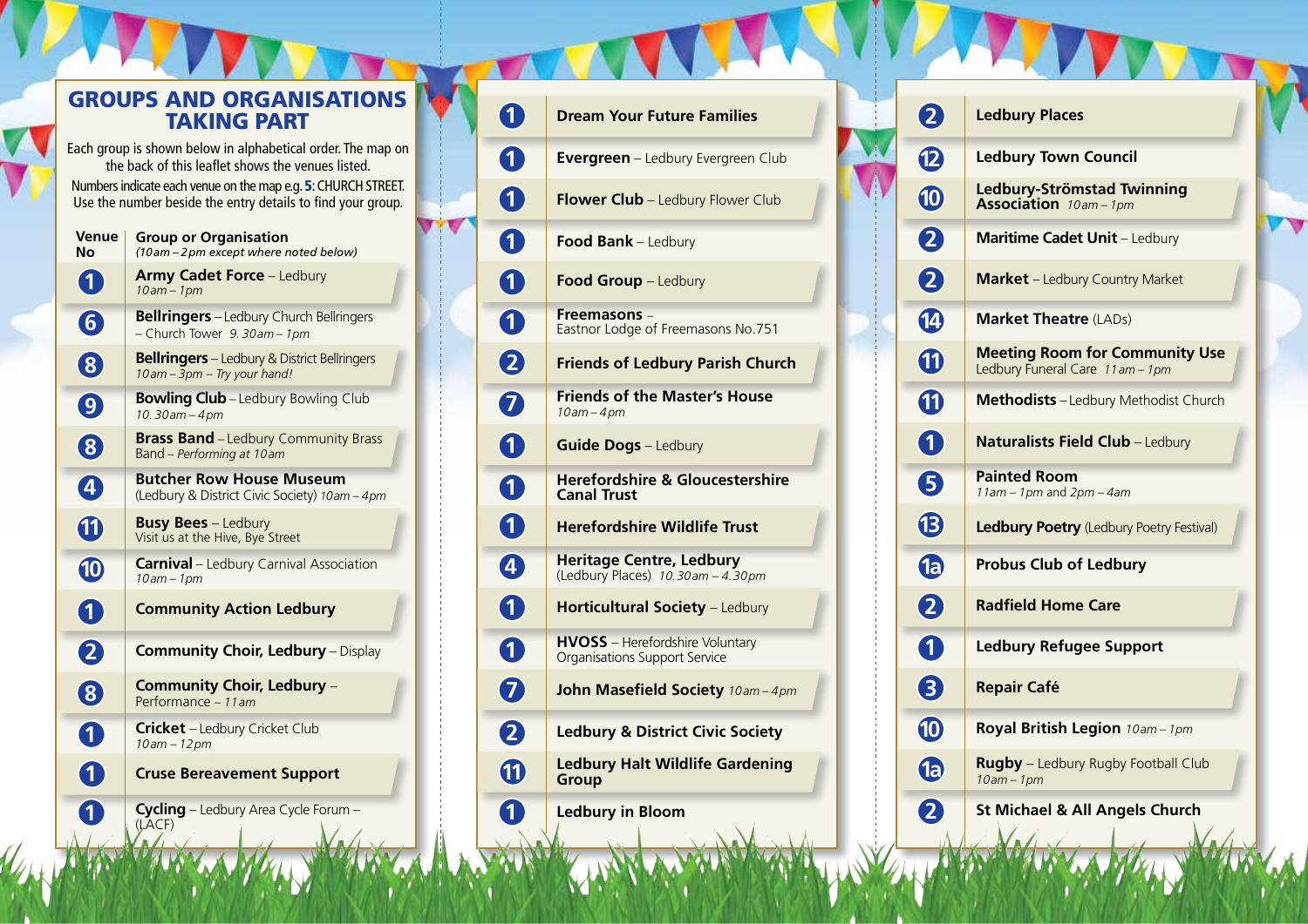# GROUPS AND ORGANISATIONS TAKING PART

Each group is shown below in alphabetical order. The map on the back of this leaflet shows the venues listed.

Numbers indicate each venue on the map e.g. **5**: CHURCH STREET. Use the number beside the entry details to find your group.

| Venue No | Group or Organisation *(10am – 2pm except where noted below)* |
|---|---|
| 1 | **Army Cadet Force** – Ledbury *10am – 1pm* |
| 6 | **Bellringers** – Ledbury Church Bellringers – Church Tower *9.30am – 1pm* |
| 8 | **Bellringers** – Ledbury & District Bellringers *10am – 3pm – Try your hand!* |
| 9 | **Bowling Club** – Ledbury Bowling Club *10.30am – 4pm* |
| 8 | **Brass Band** – Ledbury Community Brass Band – *Performing at 10am* |
| 4 | **Butcher Row House Museum** (Ledbury & District Civic Society) *10am – 4pm* |
| 11 | **Busy Bees** – Ledbury Visit us at the Hive, Bye Street |
| 10 | **Carnival** – Ledbury Carnival Association *10am – 1pm* |
| 1 | **Community Action Ledbury** |
| 2 | **Community Choir, Ledbury** – Display |
| 8 | **Community Choir, Ledbury** – Performance – *11am* |
| 1 | **Cricket** – Ledbury Cricket Club *10am – 12pm* |
| 1 | **Cruse Bereavement Support** |
| 1 | **Cycling** – Ledbury Area Cycle Forum – (LACF) |
| 1 | **Dream Your Future Families** |
| 1 | **Evergreen** – Ledbury Evergreen Club |
| 1 | **Flower Club** – Ledbury Flower Club |
| 1 | **Food Bank** – Ledbury |
| 1 | **Food Group** – Ledbury |
| 1 | **Freemasons** – Eastnor Lodge of Freemasons No.751 |
| 2 | **Friends of Ledbury Parish Church** |
| 7 | **Friends of the Master's House** *10am – 4pm* |
| 1 | **Guide Dogs** – Ledbury |
| 1 | **Herefordshire & Gloucestershire Canal Trust** |
| 1 | **Herefordshire Wildlife Trust** |
| 4 | **Heritage Centre, Ledbury** (Ledbury Places) *10.30am – 4.30pm* |
| 1 | **Horticultural Society** – Ledbury |
| 1 | **HVOSS** – Herefordshire Voluntary Organisations Support Service |
| 7 | **John Masefield Society** *10am – 4pm* |
| 2 | **Ledbury & District Civic Society** |
| 11 | **Ledbury Halt Wildlife Gardening Group** |
| 1 | **Ledbury in Bloom** |
| 2 | **Ledbury Places** |
| 12 | **Ledbury Town Council** |
| 10 | **Ledbury-Strömstad Twinning Association** *10am – 1pm* |
| 2 | **Maritime Cadet Unit** – Ledbury |
| 2 | **Market** – Ledbury Country Market |
| 14 | **Market Theatre** (LADs) |
| 11 | **Meeting Room for Community Use** Ledbury Funeral Care *11am – 1pm* |
| 11 | **Methodists** – Ledbury Methodist Church |
| 1 | **Naturalists Field Club** – Ledbury |
| 5 | **Painted Room** *11am – 1pm* and *2pm – 4am* |
| 13 | **Ledbury Poetry** (Ledbury Poetry Festival) |
| 1a | **Probus Club of Ledbury** |
| 2 | **Radfield Home Care** |
| 1 | **Ledbury Refugee Support** |
| 3 | **Repair Café** |
| 10 | **Royal British Legion** *10am – 1pm* |
| 1a | **Rugby** – Ledbury Rugby Football Club *10am – 1pm* |
| 2 | **St Michael & All Angels Church** |